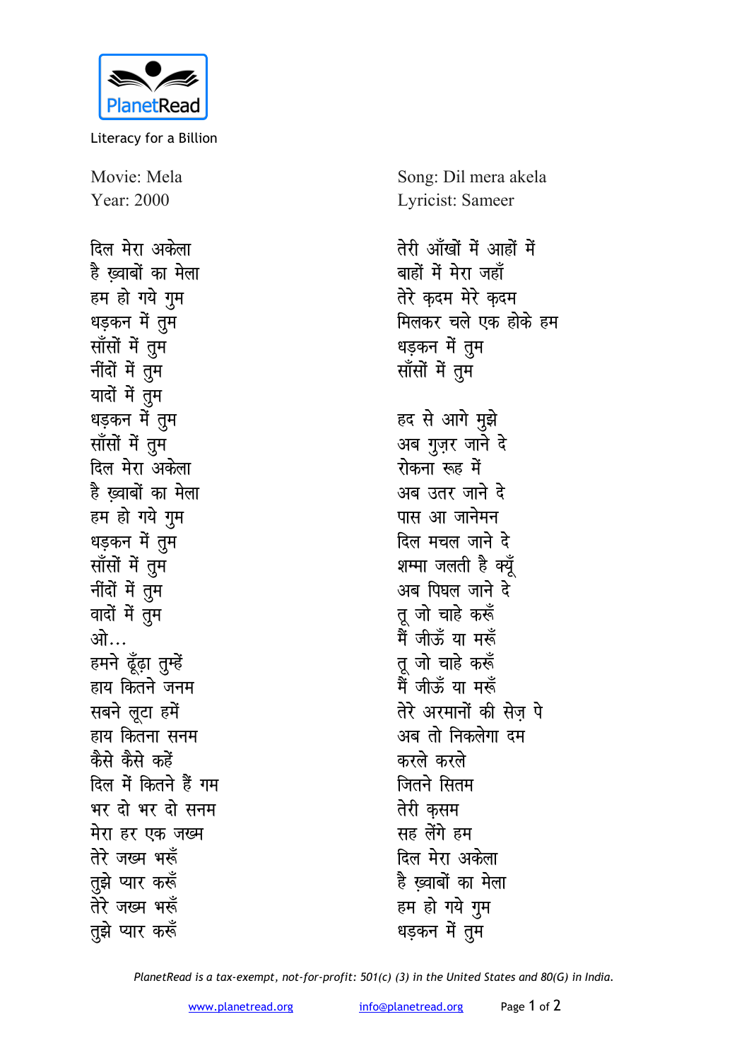PlanetRead

Literacy for a Billion

Movie: Mela
Year: 2000

Song: Dil mera akela
Lyricist: Sameer

दिल मेरा अकेला
है ख़्वाबों का मेला
हम हो गये गुम
धड़कन में तुम
साँसों में तुम
नींदों में तुम
यादों में तुम
धड़कन में तुम
साँसों में तुम
दिल मेरा अकेला
है ख़्वाबों का मेला
हम हो गये गुम
धड़कन में तुम
साँसों में तुम
नींदों में तुम
वादों में तुम
ओ...
हमने ढूँढ़ा तुम्हें
हाय कितने जनम
सबने लूटा हमें
हाय कितना सनम
कैसे कैसे कहें
दिल में कितने हैं गम
भर दो भर दो सनम
मेरा हर एक जख्म
तेरे जख्म भरूँ
तुझे प्यार करूँ
तेरे जख्म भरूँ
तुझे प्यार करूँ

तेरी आँखों में आहों में
बाहों में मेरा जहाँ
तेरे क़दम मेरे क़दम
मिलकर चले एक होके हम
धड़कन में तुम
साँसों में तुम

हद से आगे मुझे
अब गुज़र जाने दे
रोकना रूह में
अब उतर जाने दे
पास आ जानेमन
दिल मचल जाने दे
शम्मा जलती है क्यूँ
अब पिघल जाने दे
तू जो चाहे करूँ
मैं जीऊँ या मरूँ
तू जो चाहे करूँ
मैं जीऊँ या मरूँ
तेरे अरमानों की सेज़ पे
अब तो निकलेगा दम
करले करले
जितने सितम
तेरी क़सम
सह लेंगे हम
दिल मेरा अकेला
है ख़्वाबों का मेला
हम हो गये गुम
धड़कन में तुम

*PlanetRead is a tax-exempt, not-for-profit: 501(c) (3) in the United States and 80(G) in India.*

www.planetread.org info@planetread.org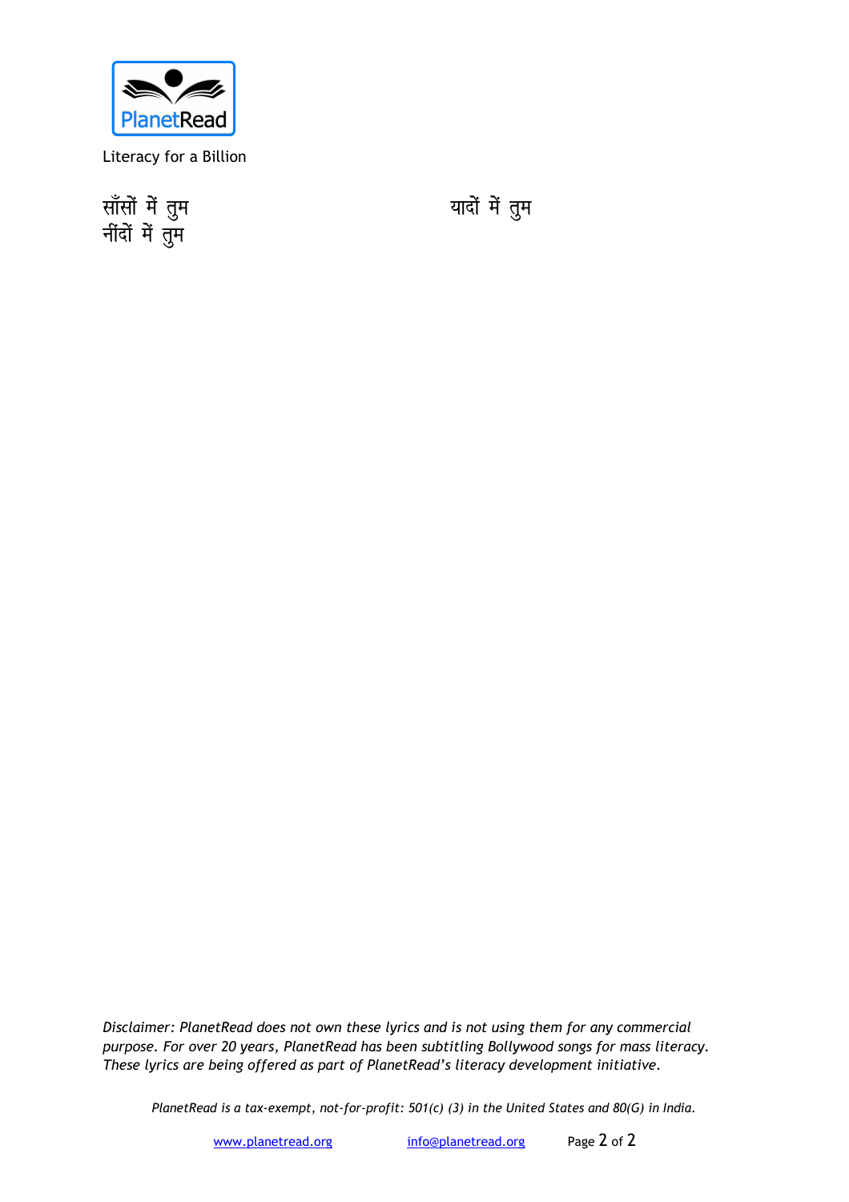साँसों में तुम
नींदों में तुम

यादों में तुम

*Disclaimer: PlanetRead does not own these lyrics and is not using them for any commercial purpose. For over 20 years, PlanetRead has been subtitling Bollywood songs for mass literacy. These lyrics are being offered as part of PlanetRead's literacy development initiative.*

*PlanetRead is a tax-exempt, not-for-profit: 501(c) (3) in the United States and 80(G) in India.*